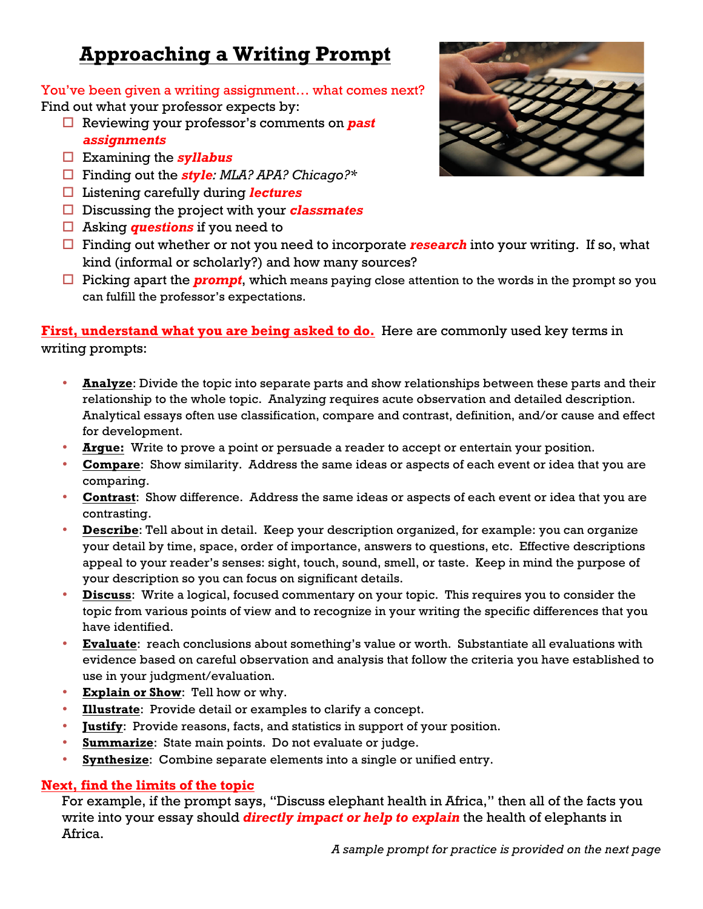# Approaching a Writing Prompt

**You've been given a writing assignment… what comes next?**

Find out what your professor expects by:

- ☐ Reviewing your professor's comments on ***past assignments***
- ☐ Examining the ***syllabus***
- ☐ Finding out the ***style****: MLA? APA? Chicago?**
- ☐ Listening carefully during ***lectures***
- ☐ Discussing the project with your ***classmates***
- ☐ Asking ***questions*** if you need to
- ☐ Finding out whether or not you need to incorporate ***research*** into your writing. If so, what kind (informal or scholarly?) and how many sources?
- ☐ Picking apart the ***prompt***, which means paying close attention to the words in the prompt so you can fulfill the professor's expectations.

**First, understand what you are being asked to do.** Here are commonly used key terms in writing prompts:

- **Analyze**: Divide the topic into separate parts and show relationships between these parts and their relationship to the whole topic. Analyzing requires acute observation and detailed description. Analytical essays often use classification, compare and contrast, definition, and/or cause and effect for development.
- **Argue:** Write to prove a point or persuade a reader to accept or entertain your position.
- **Compare**: Show similarity. Address the same ideas or aspects of each event or idea that you are comparing.
- **Contrast**: Show difference. Address the same ideas or aspects of each event or idea that you are contrasting.
- **Describe**: Tell about in detail. Keep your description organized, for example: you can organize your detail by time, space, order of importance, answers to questions, etc. Effective descriptions appeal to your reader's senses: sight, touch, sound, smell, or taste. Keep in mind the purpose of your description so you can focus on significant details.
- **Discuss**: Write a logical, focused commentary on your topic. This requires you to consider the topic from various points of view and to recognize in your writing the specific differences that you have identified.
- **Evaluate**: reach conclusions about something's value or worth. Substantiate all evaluations with evidence based on careful observation and analysis that follow the criteria you have established to use in your judgment/evaluation.
- **Explain or Show**: Tell how or why.
- **Illustrate**: Provide detail or examples to clarify a concept.
- **Justify**: Provide reasons, facts, and statistics in support of your position.
- **Summarize**: State main points. Do not evaluate or judge.
- **Synthesize**: Combine separate elements into a single or unified entry.

**Next, find the limits of the topic**

For example, if the prompt says, "Discuss elephant health in Africa," then all of the facts you write into your essay should ***directly impact or help to explain*** the health of elephants in Africa.

*A sample prompt for practice is provided on the next page*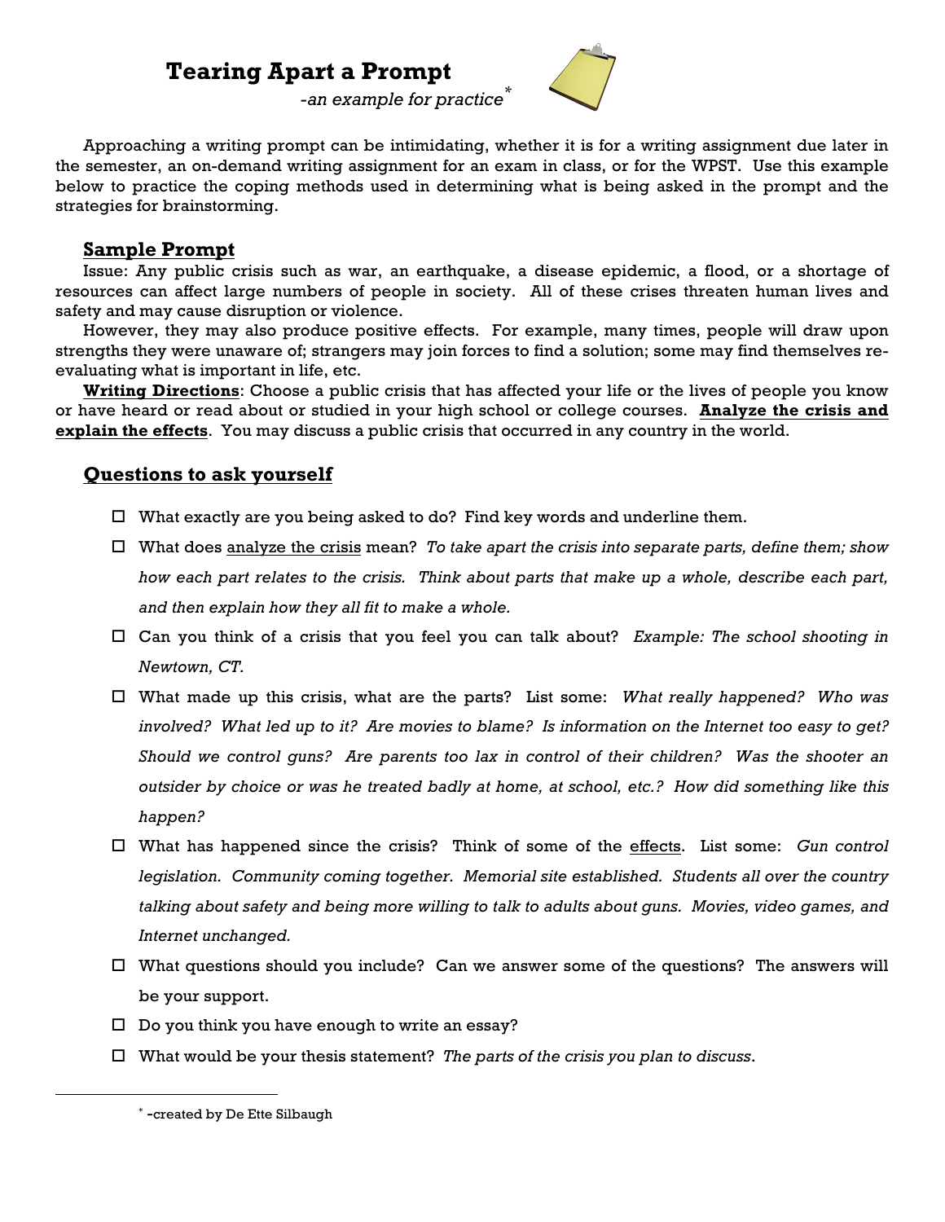# Tearing Apart a Prompt

*-an example for practice*[*]

Approaching a writing prompt can be intimidating, whether it is for a writing assignment due later in the semester, an on-demand writing assignment for an exam in class, or for the WPST. Use this example below to practice the coping methods used in determining what is being asked in the prompt and the strategies for brainstorming.

## Sample Prompt

Issue: Any public crisis such as war, an earthquake, a disease epidemic, a flood, or a shortage of resources can affect large numbers of people in society. All of these crises threaten human lives and safety and may cause disruption or violence.

However, they may also produce positive effects. For example, many times, people will draw upon strengths they were unaware of; strangers may join forces to find a solution; some may find themselves re-evaluating what is important in life, etc.

**Writing Directions**: Choose a public crisis that has affected your life or the lives of people you know or have heard or read about or studied in your high school or college courses. **Analyze the crisis and explain the effects**. You may discuss a public crisis that occurred in any country in the world.

## Questions to ask yourself

- ☐ What exactly are you being asked to do? Find key words and underline them.
- ☐ What does analyze the crisis mean? *To take apart the crisis into separate parts, define them; show how each part relates to the crisis. Think about parts that make up a whole, describe each part, and then explain how they all fit to make a whole.*
- ☐ Can you think of a crisis that you feel you can talk about? *Example: The school shooting in Newtown, CT.*
- ☐ What made up this crisis, what are the parts? List some: *What really happened? Who was involved? What led up to it? Are movies to blame? Is information on the Internet too easy to get? Should we control guns? Are parents too lax in control of their children? Was the shooter an outsider by choice or was he treated badly at home, at school, etc.? How did something like this happen?*
- ☐ What has happened since the crisis? Think of some of the effects. List some: *Gun control legislation. Community coming together. Memorial site established. Students all over the country talking about safety and being more willing to talk to adults about guns. Movies, video games, and Internet unchanged.*
- ☐ What questions should you include? Can we answer some of the questions? The answers will be your support.
- ☐ Do you think you have enough to write an essay?
- ☐ What would be your thesis statement? *The parts of the crisis you plan to discuss*.

---

[*] -created by De Ette Silbaugh